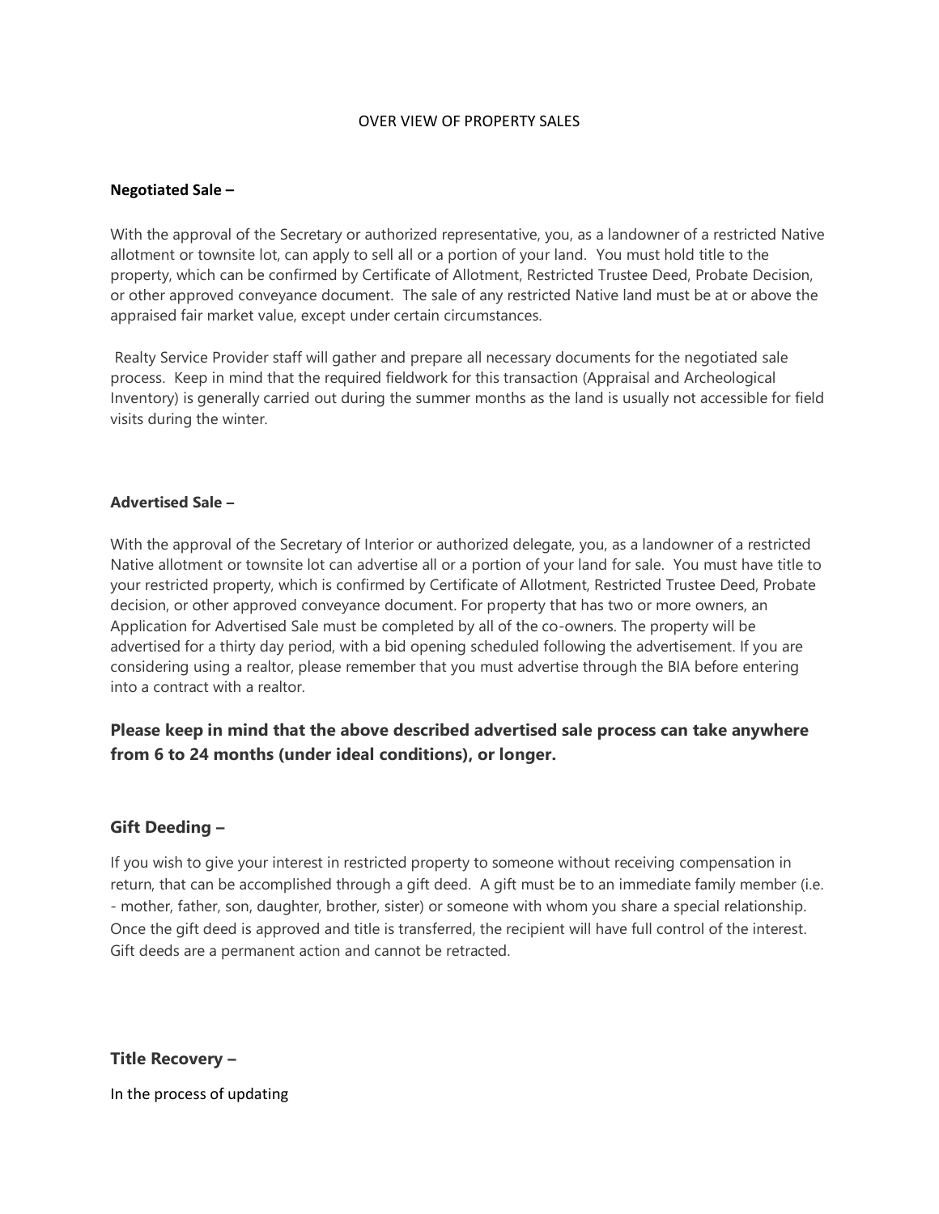# OVER VIEW OF PROPERTY SALES

**Negotiated Sale –**

With the approval of the Secretary or authorized representative, you, as a landowner of a restricted Native allotment or townsite lot, can apply to sell all or a portion of your land. You must hold title to the property, which can be confirmed by Certificate of Allotment, Restricted Trustee Deed, Probate Decision, or other approved conveyance document. The sale of any restricted Native land must be at or above the appraised fair market value, except under certain circumstances.

Realty Service Provider staff will gather and prepare all necessary documents for the negotiated sale process. Keep in mind that the required fieldwork for this transaction (Appraisal and Archeological Inventory) is generally carried out during the summer months as the land is usually not accessible for field visits during the winter.

**Advertised Sale –**

With the approval of the Secretary of Interior or authorized delegate, you, as a landowner of a restricted Native allotment or townsite lot can advertise all or a portion of your land for sale. You must have title to your restricted property, which is confirmed by Certificate of Allotment, Restricted Trustee Deed, Probate decision, or other approved conveyance document. For property that has two or more owners, an Application for Advertised Sale must be completed by all of the co-owners. The property will be advertised for a thirty day period, with a bid opening scheduled following the advertisement. If you are considering using a realtor, please remember that you must advertise through the BIA before entering into a contract with a realtor.

**Please keep in mind that the above described advertised sale process can take anywhere from 6 to 24 months (under ideal conditions), or longer.**

## Gift Deeding –

If you wish to give your interest in restricted property to someone without receiving compensation in return, that can be accomplished through a gift deed. A gift must be to an immediate family member (i.e. - mother, father, son, daughter, brother, sister) or someone with whom you share a special relationship. Once the gift deed is approved and title is transferred, the recipient will have full control of the interest. Gift deeds are a permanent action and cannot be retracted.

## Title Recovery –

In the process of updating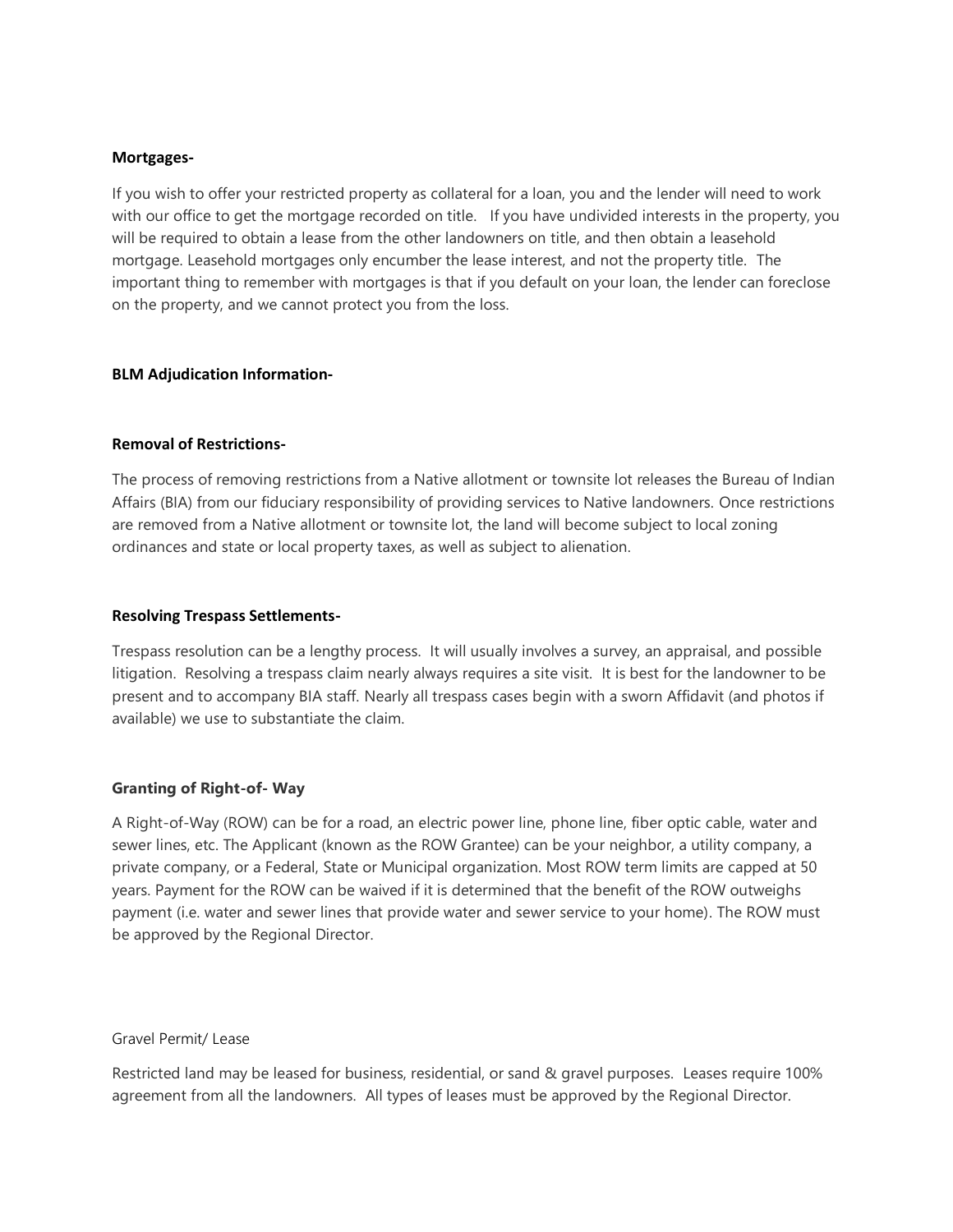**Mortgages-**

If you wish to offer your restricted property as collateral for a loan, you and the lender will need to work with our office to get the mortgage recorded on title. If you have undivided interests in the property, you will be required to obtain a lease from the other landowners on title, and then obtain a leasehold mortgage. Leasehold mortgages only encumber the lease interest, and not the property title. The important thing to remember with mortgages is that if you default on your loan, the lender can foreclose on the property, and we cannot protect you from the loss.

**BLM Adjudication Information-**

**Removal of Restrictions-**

The process of removing restrictions from a Native allotment or townsite lot releases the Bureau of Indian Affairs (BIA) from our fiduciary responsibility of providing services to Native landowners. Once restrictions are removed from a Native allotment or townsite lot, the land will become subject to local zoning ordinances and state or local property taxes, as well as subject to alienation.

**Resolving Trespass Settlements-**

Trespass resolution can be a lengthy process. It will usually involves a survey, an appraisal, and possible litigation. Resolving a trespass claim nearly always requires a site visit. It is best for the landowner to be present and to accompany BIA staff. Nearly all trespass cases begin with a sworn Affidavit (and photos if available) we use to substantiate the claim.

**Granting of Right-of- Way**

A Right-of-Way (ROW) can be for a road, an electric power line, phone line, fiber optic cable, water and sewer lines, etc. The Applicant (known as the ROW Grantee) can be your neighbor, a utility company, a private company, or a Federal, State or Municipal organization. Most ROW term limits are capped at 50 years. Payment for the ROW can be waived if it is determined that the benefit of the ROW outweighs payment (i.e. water and sewer lines that provide water and sewer service to your home). The ROW must be approved by the Regional Director.

Gravel Permit/ Lease

Restricted land may be leased for business, residential, or sand & gravel purposes. Leases require 100% agreement from all the landowners. All types of leases must be approved by the Regional Director.